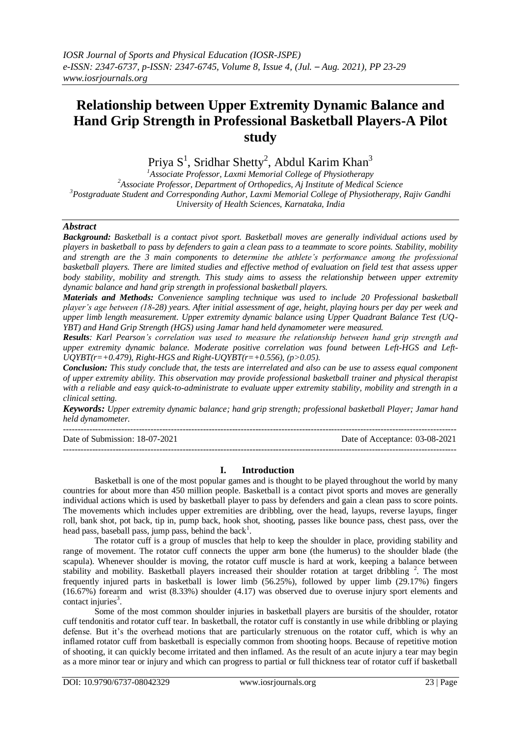# Relationship between Upper Extremity Dynamic Balance and Hand Grip Strength in Professional Basketball Players-A Pilot study

Priya S[1], Sridhar Shetty[2], Abdul Karim Khan[3]

[1]Associate Professor, Laxmi Memorial College of Physiotherapy
[2]Associate Professor, Department of Orthopedics, Aj Institute of Medical Science
[3]Postgraduate Student and Corresponding Author, Laxmi Memorial College of Physiotherapy, Rajiv Gandhi University of Health Sciences, Karnataka, India

## *Abstract*

***Background:*** *Basketball is a contact pivot sport. Basketball moves are generally individual actions used by players in basketball to pass by defenders to gain a clean pass to a teammate to score points. Stability, mobility and strength are the 3 main components to determine the athlete's performance among the professional basketball players. There are limited studies and effective method of evaluation on field test that assess upper body stability, mobility and strength. This study aims to assess the relationship between upper extremity dynamic balance and hand grip strength in professional basketball players.*

***Materials and Methods:*** *Convenience sampling technique was used to include 20 Professional basketball player's age between (18-28) years. After initial assessment of age, height, playing hours per day per week and upper limb length measurement. Upper extremity dynamic balance using Upper Quadrant Balance Test (UQ-YBT) and Hand Grip Strength (HGS) using Jamar hand held dynamometer were measured.*

***Results****: Karl Pearson's correlation was used to measure the relationship between hand grip strength and upper extremity dynamic balance. Moderate positive correlation was found between Left-HGS and Left-UQYBT($r=+0.479$), Right-HGS and Right-UQYBT($r=+0.556$), ($p>0.05$).*

***Conclusion:*** *This study conclude that, the tests are interrelated and also can be use to assess equal component of upper extremity ability. This observation may provide professional basketball trainer and physical therapist with a reliable and easy quick-to-administrate to evaluate upper extremity stability, mobility and strength in a clinical setting.*

***Keywords:*** *Upper extremity dynamic balance; hand grip strength; professional basketball Player; Jamar hand held dynamometer.*

---

Date of Submission: 18-07-2021 Date of Acceptance: 03-08-2021

---

## I. Introduction

Basketball is one of the most popular games and is thought to be played throughout the world by many countries for about more than 450 million people. Basketball is a contact pivot sports and moves are generally individual actions which is used by basketball player to pass by defenders and gain a clean pass to score points. The movements which includes upper extremities are dribbling, over the head, layups, reverse layups, finger roll, bank shot, pot back, tip in, pump back, hook shot, shooting, passes like bounce pass, chest pass, over the head pass, baseball pass, jump pass, behind the back[1].

The rotator cuff is a group of muscles that help to keep the shoulder in place, providing stability and range of movement. The rotator cuff connects the upper arm bone (the humerus) to the shoulder blade (the scapula). Whenever shoulder is moving, the rotator cuff muscle is hard at work, keeping a balance between stability and mobility. Basketball players increased their shoulder rotation at target dribbling [2]. The most frequently injured parts in basketball is lower limb (56.25%), followed by upper limb (29.17%) fingers (16.67%) forearm and wrist (8.33%) shoulder (4.17) was observed due to overuse injury sport elements and contact injuries[3].

Some of the most common shoulder injuries in basketball players are bursitis of the shoulder, rotator cuff tendonitis and rotator cuff tear. In basketball, the rotator cuff is constantly in use while dribbling or playing defense. But it's the overhead motions that are particularly strenuous on the rotator cuff, which is why an inflamed rotator cuff from basketball is especially common from shooting hoops. Because of repetitive motion of shooting, it can quickly become irritated and then inflamed. As the result of an acute injury a tear may begin as a more minor tear or injury and which can progress to partial or full thickness tear of rotator cuff if basketball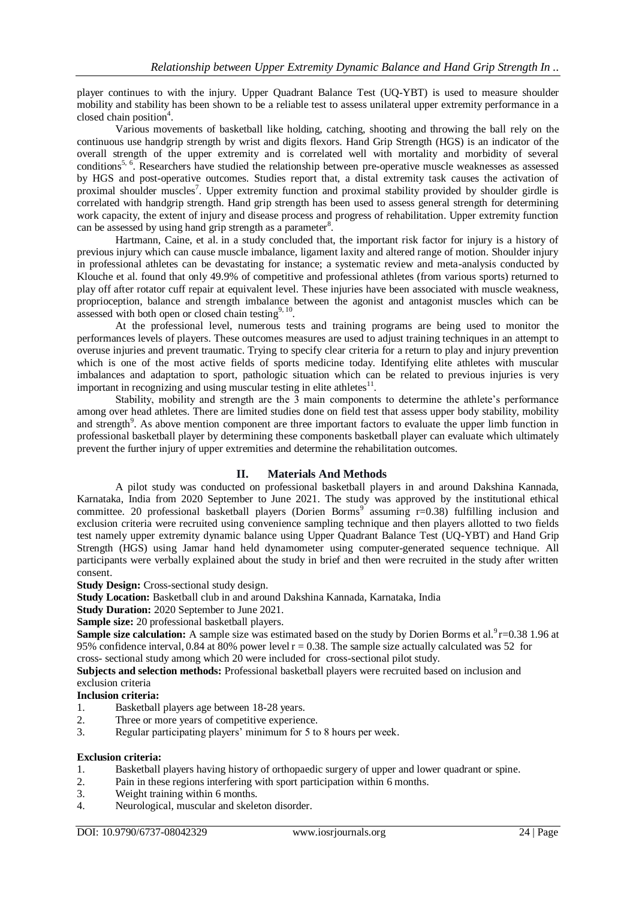player continues to with the injury. Upper Quadrant Balance Test (UQ-YBT) is used to measure shoulder mobility and stability has been shown to be a reliable test to assess unilateral upper extremity performance in a closed chain position[4].

Various movements of basketball like holding, catching, shooting and throwing the ball rely on the continuous use handgrip strength by wrist and digits flexors. Hand Grip Strength (HGS) is an indicator of the overall strength of the upper extremity and is correlated well with mortality and morbidity of several conditions[5, 6]. Researchers have studied the relationship between pre-operative muscle weaknesses as assessed by HGS and post-operative outcomes. Studies report that, a distal extremity task causes the activation of proximal shoulder muscles[7]. Upper extremity function and proximal stability provided by shoulder girdle is correlated with handgrip strength. Hand grip strength has been used to assess general strength for determining work capacity, the extent of injury and disease process and progress of rehabilitation. Upper extremity function can be assessed by using hand grip strength as a parameter[8].

Hartmann, Caine, et al. in a study concluded that, the important risk factor for injury is a history of previous injury which can cause muscle imbalance, ligament laxity and altered range of motion. Shoulder injury in professional athletes can be devastating for instance; a systematic review and meta-analysis conducted by Klouche et al. found that only 49.9% of competitive and professional athletes (from various sports) returned to play off after rotator cuff repair at equivalent level. These injuries have been associated with muscle weakness, proprioception, balance and strength imbalance between the agonist and antagonist muscles which can be assessed with both open or closed chain testing[9, 10].

At the professional level, numerous tests and training programs are being used to monitor the performances levels of players. These outcomes measures are used to adjust training techniques in an attempt to overuse injuries and prevent traumatic. Trying to specify clear criteria for a return to play and injury prevention which is one of the most active fields of sports medicine today. Identifying elite athletes with muscular imbalances and adaptation to sport, pathologic situation which can be related to previous injuries is very important in recognizing and using muscular testing in elite athletes[11].

Stability, mobility and strength are the 3 main components to determine the athlete's performance among over head athletes. There are limited studies done on field test that assess upper body stability, mobility and strength[9]. As above mention component are three important factors to evaluate the upper limb function in professional basketball player by determining these components basketball player can evaluate which ultimately prevent the further injury of upper extremities and determine the rehabilitation outcomes.

## II. Materials And Methods

A pilot study was conducted on professional basketball players in and around Dakshina Kannada, Karnataka, India from 2020 September to June 2021. The study was approved by the institutional ethical committee. 20 professional basketball players (Dorien Borms[9] assuming r=0.38) fulfilling inclusion and exclusion criteria were recruited using convenience sampling technique and then players allotted to two fields test namely upper extremity dynamic balance using Upper Quadrant Balance Test (UQ-YBT) and Hand Grip Strength (HGS) using Jamar hand held dynamometer using computer-generated sequence technique. All participants were verbally explained about the study in brief and then were recruited in the study after written consent.

**Study Design:** Cross-sectional study design.

**Study Location:** Basketball club in and around Dakshina Kannada, Karnataka, India

**Study Duration:** 2020 September to June 2021.

**Sample size:** 20 professional basketball players.

**Sample size calculation:** A sample size was estimated based on the study by Dorien Borms et al.[9] r=0.38 1.96 at 95% confidence interval, 0.84 at 80% power level r = 0.38. The sample size actually calculated was 52 for cross- sectional study among which 20 were included for cross-sectional pilot study.

**Subjects and selection methods:** Professional basketball players were recruited based on inclusion and exclusion criteria

**Inclusion criteria:**

1. Basketball players age between 18-28 years.
2. Three or more years of competitive experience.
3. Regular participating players' minimum for 5 to 8 hours per week.

**Exclusion criteria:**

1. Basketball players having history of orthopaedic surgery of upper and lower quadrant or spine.
2. Pain in these regions interfering with sport participation within 6 months.
3. Weight training within 6 months.
4. Neurological, muscular and skeleton disorder.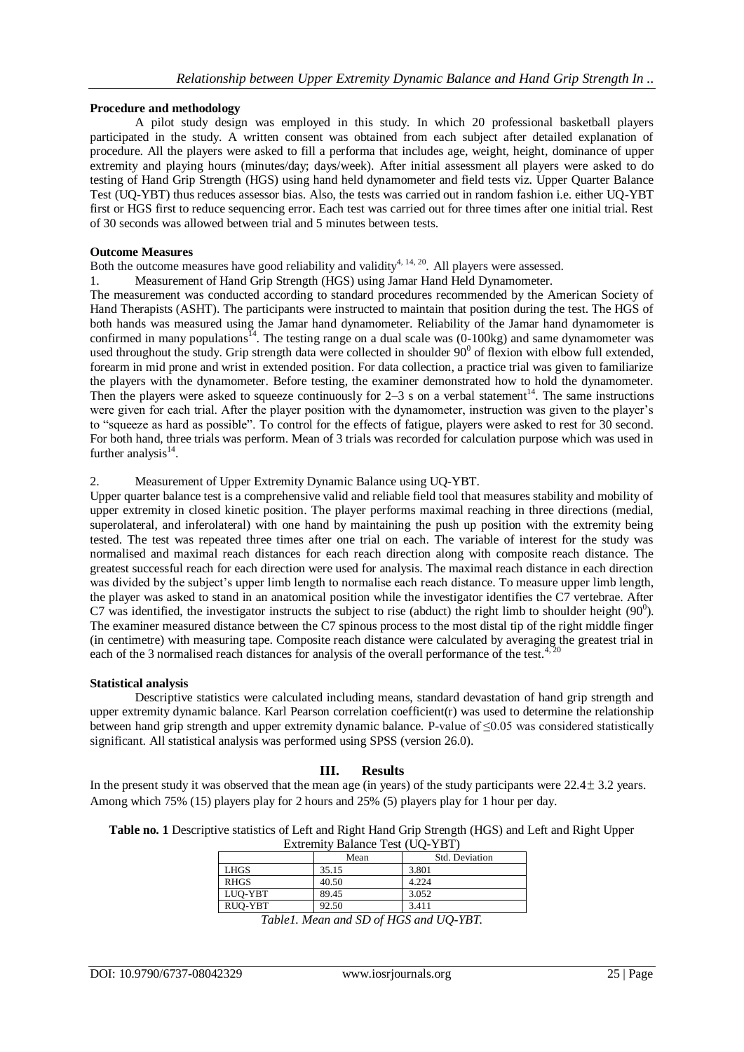**Procedure and methodology**

A pilot study design was employed in this study. In which 20 professional basketball players participated in the study. A written consent was obtained from each subject after detailed explanation of procedure. All the players were asked to fill a performa that includes age, weight, height, dominance of upper extremity and playing hours (minutes/day; days/week). After initial assessment all players were asked to do testing of Hand Grip Strength (HGS) using hand held dynamometer and field tests viz. Upper Quarter Balance Test (UQ-YBT) thus reduces assessor bias. Also, the tests was carried out in random fashion i.e. either UQ-YBT first or HGS first to reduce sequencing error. Each test was carried out for three times after one initial trial. Rest of 30 seconds was allowed between trial and 5 minutes between tests.

**Outcome Measures**

Both the outcome measures have good reliability and validity[4, 14, 20]. All players were assessed.

1. Measurement of Hand Grip Strength (HGS) using Jamar Hand Held Dynamometer.

The measurement was conducted according to standard procedures recommended by the American Society of Hand Therapists (ASHT). The participants were instructed to maintain that position during the test. The HGS of both hands was measured using the Jamar hand dynamometer. Reliability of the Jamar hand dynamometer is confirmed in many populations[14]. The testing range on a dual scale was (0-100kg) and same dynamometer was used throughout the study. Grip strength data were collected in shoulder $90^0$ of flexion with elbow full extended, forearm in mid prone and wrist in extended position. For data collection, a practice trial was given to familiarize the players with the dynamometer. Before testing, the examiner demonstrated how to hold the dynamometer. Then the players were asked to squeeze continuously for 2–3 s on a verbal statement[14]. The same instructions were given for each trial. After the player position with the dynamometer, instruction was given to the player's to "squeeze as hard as possible". To control for the effects of fatigue, players were asked to rest for 30 second. For both hand, three trials was perform. Mean of 3 trials was recorded for calculation purpose which was used in further analysis[14].

2. Measurement of Upper Extremity Dynamic Balance using UQ-YBT.

Upper quarter balance test is a comprehensive valid and reliable field tool that measures stability and mobility of upper extremity in closed kinetic position. The player performs maximal reaching in three directions (medial, superolateral, and inferolateral) with one hand by maintaining the push up position with the extremity being tested. The test was repeated three times after one trial on each. The variable of interest for the study was normalised and maximal reach distances for each reach direction along with composite reach distance. The greatest successful reach for each direction were used for analysis. The maximal reach distance in each direction was divided by the subject's upper limb length to normalise each reach distance. To measure upper limb length, the player was asked to stand in an anatomical position while the investigator identifies the C7 vertebrae. After C7 was identified, the investigator instructs the subject to rise (abduct) the right limb to shoulder height ($90^0$). The examiner measured distance between the C7 spinous process to the most distal tip of the right middle finger (in centimetre) with measuring tape. Composite reach distance were calculated by averaging the greatest trial in each of the 3 normalised reach distances for analysis of the overall performance of the test.[4, 20]

**Statistical analysis**

Descriptive statistics were calculated including means, standard devastation of hand grip strength and upper extremity dynamic balance. Karl Pearson correlation coefficient(r) was used to determine the relationship between hand grip strength and upper extremity dynamic balance. P-value of $\leq 0.05$ was considered statistically significant. All statistical analysis was performed using SPSS (version 26.0).

## III. Results

In the present study it was observed that the mean age (in years) of the study participants were $22.4 \pm 3.2$ years. Among which 75% (15) players play for 2 hours and 25% (5) players play for 1 hour per day.

**Table no. 1** Descriptive statistics of Left and Right Hand Grip Strength (HGS) and Left and Right Upper Extremity Balance Test (UQ-YBT)

| | Mean | Std. Deviation |
|---|---|---|
| LHGS | 35.15 | 3.801 |
| RHGS | 40.50 | 4.224 |
| LUQ-YBT | 89.45 | 3.052 |
| RUQ-YBT | 92.50 | 3.411 |

*Table1. Mean and SD of HGS and UQ-YBT.*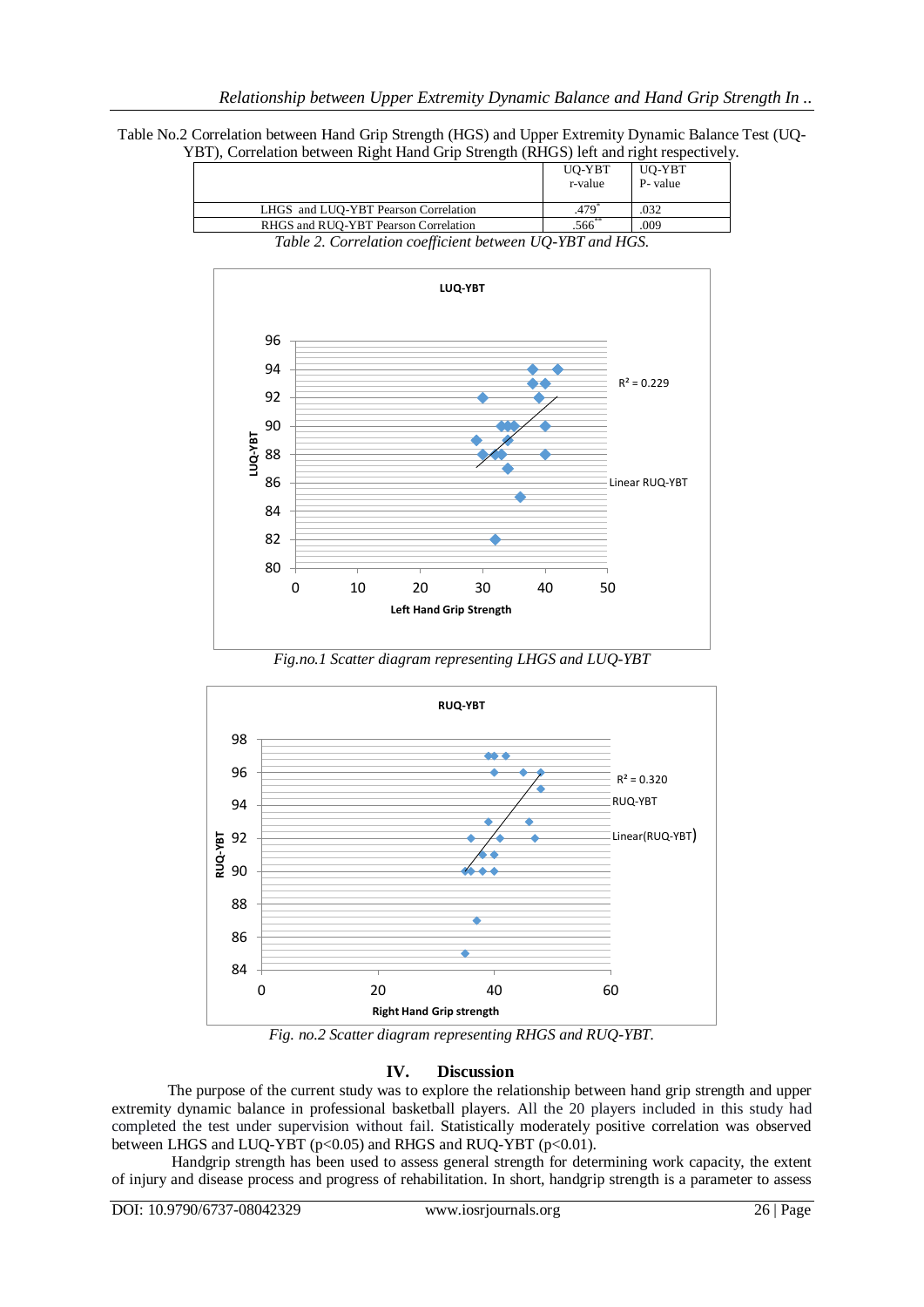Table No.2 Correlation between Hand Grip Strength (HGS) and Upper Extremity Dynamic Balance Test (UQ-YBT), Correlation between Right Hand Grip Strength (RHGS) left and right respectively.

| | UQ-YBT r-value | UQ-YBT P- value |
|---|---|---|
| LHGS and LUQ-YBT Pearson Correlation | .479* | .032 |
| RHGS and RUQ-YBT Pearson Correlation | .566** | .009 |

*Table 2. Correlation coefficient between UQ-YBT and HGS.*

*Fig.no.1 Scatter diagram representing LHGS and LUQ-YBT*

*Fig. no.2 Scatter diagram representing RHGS and RUQ-YBT.*

## IV. Discussion

The purpose of the current study was to explore the relationship between hand grip strength and upper extremity dynamic balance in professional basketball players. All the 20 players included in this study had completed the test under supervision without fail. Statistically moderately positive correlation was observed between LHGS and LUQ-YBT ($p<0.05$) and RHGS and RUQ-YBT ($p<0.01$).

Handgrip strength has been used to assess general strength for determining work capacity, the extent of injury and disease process and progress of rehabilitation. In short, handgrip strength is a parameter to assess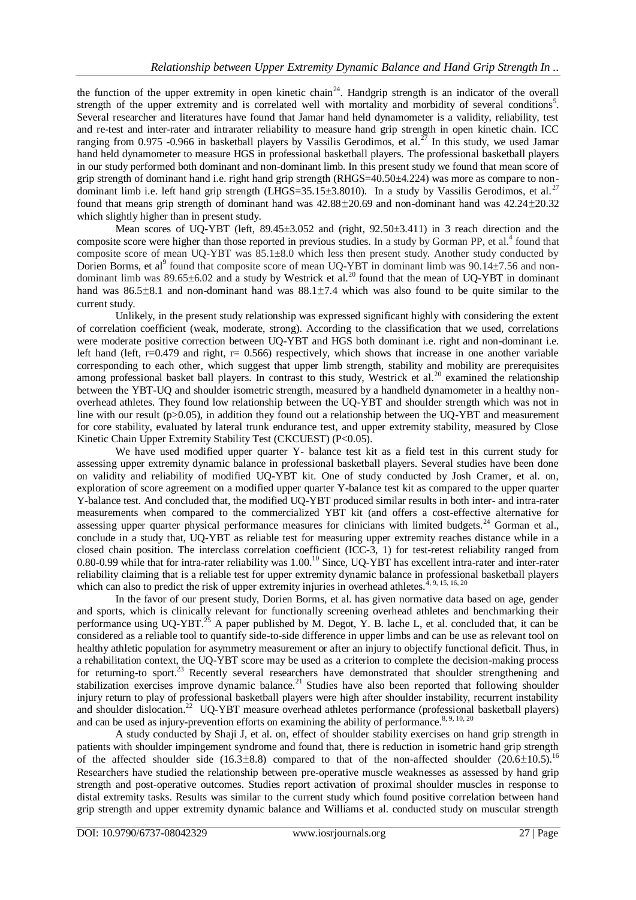the function of the upper extremity in open kinetic chain[24]. Handgrip strength is an indicator of the overall strength of the upper extremity and is correlated well with mortality and morbidity of several conditions[5]. Several researcher and literatures have found that Jamar hand held dynamometer is a validity, reliability, test and re-test and inter-rater and intrarater reliability to measure hand grip strength in open kinetic chain. ICC ranging from 0.975 -0.966 in basketball players by Vassilis Gerodimos, et al.[27] In this study, we used Jamar hand held dynamometer to measure HGS in professional basketball players. The professional basketball players in our study performed both dominant and non-dominant limb. In this present study we found that mean score of grip strength of dominant hand i.e. right hand grip strength (RHGS=40.50±4.224) was more as compare to non-dominant limb i.e. left hand grip strength (LHGS=35.15±3.8010). In a study by Vassilis Gerodimos, et al.[27] found that means grip strength of dominant hand was 42.88±20.69 and non-dominant hand was 42.24±20.32 which slightly higher than in present study.

Mean scores of UQ-YBT (left, 89.45±3.052 and (right, 92.50±3.411) in 3 reach direction and the composite score were higher than those reported in previous studies. In a study by Gorman PP, et al.[4] found that composite score of mean UQ-YBT was 85.1±8.0 which less then present study. Another study conducted by Dorien Borms, et al[9] found that composite score of mean UQ-YBT in dominant limb was 90.14±7.56 and non-dominant limb was 89.65±6.02 and a study by Westrick et al.[20] found that the mean of UQ-YBT in dominant hand was 86.5±8.1 and non-dominant hand was 88.1±7.4 which was also found to be quite similar to the current study.

Unlikely, in the present study relationship was expressed significant highly with considering the extent of correlation coefficient (weak, moderate, strong). According to the classification that we used, correlations were moderate positive correction between UQ-YBT and HGS both dominant i.e. right and non-dominant i.e. left hand (left, r=0.479 and right, r= 0.566) respectively, which shows that increase in one another variable corresponding to each other, which suggest that upper limb strength, stability and mobility are prerequisites among professional basket ball players. In contrast to this study, Westrick et al.[20] examined the relationship between the YBT-UQ and shoulder isometric strength, measured by a handheld dynamometer in a healthy non-overhead athletes. They found low relationship between the UQ-YBT and shoulder strength which was not in line with our result (p>0.05), in addition they found out a relationship between the UQ-YBT and measurement for core stability, evaluated by lateral trunk endurance test, and upper extremity stability, measured by Close Kinetic Chain Upper Extremity Stability Test (CKCUEST) (P<0.05).

We have used modified upper quarter Y- balance test kit as a field test in this current study for assessing upper extremity dynamic balance in professional basketball players. Several studies have been done on validity and reliability of modified UQ-YBT kit. One of study conducted by Josh Cramer, et al. on, exploration of score agreement on a modified upper quarter Y-balance test kit as compared to the upper quarter Y-balance test. And concluded that, the modified UQ-YBT produced similar results in both inter- and intra-rater measurements when compared to the commercialized YBT kit (and offers a cost-effective alternative for assessing upper quarter physical performance measures for clinicians with limited budgets.[24] Gorman et al., conclude in a study that, UQ-YBT as reliable test for measuring upper extremity reaches distance while in a closed chain position. The interclass correlation coefficient (ICC-3, 1) for test-retest reliability ranged from 0.80-0.99 while that for intra-rater reliability was 1.00.[10] Since, UQ-YBT has excellent intra-rater and inter-rater reliability claiming that is a reliable test for upper extremity dynamic balance in professional basketball players which can also to predict the risk of upper extremity injuries in overhead athletes.[4, 9, 15, 16, 20]

In the favor of our present study, Dorien Borms, et al. has given normative data based on age, gender and sports, which is clinically relevant for functionally screening overhead athletes and benchmarking their performance using UQ-YBT.[25] A paper published by M. Degot, Y. B. lache L, et al. concluded that, it can be considered as a reliable tool to quantify side-to-side difference in upper limbs and can be use as relevant tool on healthy athletic population for asymmetry measurement or after an injury to objectify functional deficit. Thus, in a rehabilitation context, the UQ-YBT score may be used as a criterion to complete the decision-making process for returning-to sport.[23] Recently several researchers have demonstrated that shoulder strengthening and stabilization exercises improve dynamic balance.[21] Studies have also been reported that following shoulder injury return to play of professional basketball players were high after shoulder instability, recurrent instability and shoulder dislocation.[22] UQ-YBT measure overhead athletes performance (professional basketball players) and can be used as injury-prevention efforts on examining the ability of performance.[8, 9, 10, 20]

A study conducted by Shaji J, et al. on, effect of shoulder stability exercises on hand grip strength in patients with shoulder impingement syndrome and found that, there is reduction in isometric hand grip strength of the affected shoulder side (16.3±8.8) compared to that of the non-affected shoulder (20.6±10.5).[16] Researchers have studied the relationship between pre-operative muscle weaknesses as assessed by hand grip strength and post-operative outcomes. Studies report activation of proximal shoulder muscles in response to distal extremity tasks. Results was similar to the current study which found positive correlation between hand grip strength and upper extremity dynamic balance and Williams et al. conducted study on muscular strength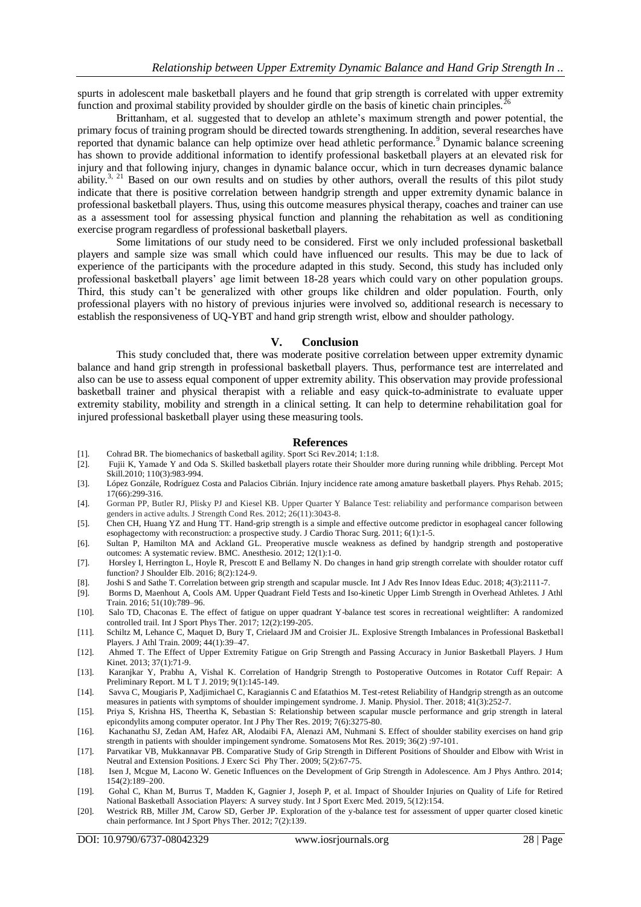spurts in adolescent male basketball players and he found that grip strength is correlated with upper extremity function and proximal stability provided by shoulder girdle on the basis of kinetic chain principles.[26]

Brittanham, et al. suggested that to develop an athlete's maximum strength and power potential, the primary focus of training program should be directed towards strengthening. In addition, several researches have reported that dynamic balance can help optimize over head athletic performance.[9] Dynamic balance screening has shown to provide additional information to identify professional basketball players at an elevated risk for injury and that following injury, changes in dynamic balance occur, which in turn decreases dynamic balance ability.[3, 21] Based on our own results and on studies by other authors, overall the results of this pilot study indicate that there is positive correlation between handgrip strength and upper extremity dynamic balance in professional basketball players. Thus, using this outcome measures physical therapy, coaches and trainer can use as a assessment tool for assessing physical function and planning the rehabitation as well as conditioning exercise program regardless of professional basketball players.

Some limitations of our study need to be considered. First we only included professional basketball players and sample size was small which could have influenced our results. This may be due to lack of experience of the participants with the procedure adapted in this study. Second, this study has included only professional basketball players' age limit between 18-28 years which could vary on other population groups. Third, this study can't be generalized with other groups like children and older population. Fourth, only professional players with no history of previous injuries were involved so, additional research is necessary to establish the responsiveness of UQ-YBT and hand grip strength wrist, elbow and shoulder pathology.

## V. Conclusion

This study concluded that, there was moderate positive correlation between upper extremity dynamic balance and hand grip strength in professional basketball players. Thus, performance test are interrelated and also can be use to assess equal component of upper extremity ability. This observation may provide professional basketball trainer and physical therapist with a reliable and easy quick-to-administrate to evaluate upper extremity stability, mobility and strength in a clinical setting. It can help to determine rehabilitation goal for injured professional basketball player using these measuring tools.

## References

[1]. Cohrad BR. The biomechanics of basketball agility. Sport Sci Rev.2014; 1:1:8.

[2]. Fujii K, Yamade Y and Oda S. Skilled basketball players rotate their Shoulder more during running while dribbling. Percept Mot Skill.2010; 110(3):983-994.

[3]. López Gonzále, Rodríguez Costa and Palacios Cibrián. Injury incidence rate among amature basketball players. Phys Rehab. 2015; 17(66):299-316.

[4]. Gorman PP, Butler RJ, Plisky PJ and Kiesel KB. Upper Quarter Y Balance Test: reliability and performance comparison between genders in active adults. J Strength Cond Res. 2012; 26(11):3043-8.

[5]. Chen CH, Huang YZ and Hung TT. Hand-grip strength is a simple and effective outcome predictor in esophageal cancer following esophagectomy with reconstruction: a prospective study. J Cardio Thorac Surg. 2011; 6(1):1-5.

[6]. Sultan P, Hamilton MA and Ackland GL. Preoperative muscle weakness as defined by handgrip strength and postoperative outcomes: A systematic review. BMC. Anesthesio. 2012; 12(1):1-0.

[7]. Horsley I, Herrington L, Hoyle R, Prescott E and Bellamy N. Do changes in hand grip strength correlate with shoulder rotator cuff function? J Shoulder Elb. 2016; 8(2):124-9.

[8]. Joshi S and Sathe T. Correlation between grip strength and scapular muscle. Int J Adv Res Innov Ideas Educ. 2018; 4(3):2111-7.

[9]. Borms D, Maenhout A, Cools AM. Upper Quadrant Field Tests and Iso-kinetic Upper Limb Strength in Overhead Athletes. J Athl Train. 2016; 51(10):789–96.

[10]. Salo TD, Chaconas E. The effect of fatigue on upper quadrant Y-balance test scores in recreational weightlifter: A randomized controlled trail. Int J Sport Phys Ther. 2017; 12(2):199-205.

[11]. Schiltz M, Lehance C, Maquet D, Bury T, Crielaard JM and Croisier JL. Explosive Strength Imbalances in Professional Basketball Players. J Athl Train. 2009; 44(1):39–47.

[12]. Ahmed T. The Effect of Upper Extremity Fatigue on Grip Strength and Passing Accuracy in Junior Basketball Players. J Hum Kinet. 2013; 37(1):71-9.

[13]. Karanjkar Y, Prabhu A, Vishal K. Correlation of Handgrip Strength to Postoperative Outcomes in Rotator Cuff Repair: A Preliminary Report. M L T J. 2019; 9(1):145-149.

[14]. Savva C, Mougiaris P, Xadjimichael C, Karagiannis C and Efatathios M. Test-retest Reliability of Handgrip strength as an outcome measures in patients with symptoms of shoulder impingement syndrome. J. Manip. Physiol. Ther. 2018; 41(3):252-7.

[15]. Priya S, Krishna HS, Theertha K, Sebastian S: Relationship between scapular muscle performance and grip strength in lateral epicondylits among computer operator. Int J Phy Ther Res. 2019; 7(6):3275-80.

[16]. Kachanathu SJ, Zedan AM, Hafez AR, Alodaibi FA, Alenazi AM, Nuhmani S. Effect of shoulder stability exercises on hand grip strength in patients with shoulder impingement syndrome. Somatosens Mot Res. 2019; 36(2) :97-101.

[17]. Parvatikar VB, Mukkannavar PB. Comparative Study of Grip Strength in Different Positions of Shoulder and Elbow with Wrist in Neutral and Extension Positions. J Exerc Sci Phy Ther. 2009; 5(2):67-75.

[18]. Isen J, Mcgue M, Lacono W. Genetic Influences on the Development of Grip Strength in Adolescence. Am J Phys Anthro. 2014; 154(2):189–200.

[19]. Gohal C, Khan M, Burrus T, Madden K, Gagnier J, Joseph P, et al. Impact of Shoulder Injuries on Quality of Life for Retired National Basketball Association Players: A survey study. Int J Sport Exerc Med. 2019, 5(12):154.

[20]. Westrick RB, Miller JM, Carow SD, Gerber JP. Exploration of the y-balance test for assessment of upper quarter closed kinetic chain performance. Int J Sport Phys Ther. 2012; 7(2):139.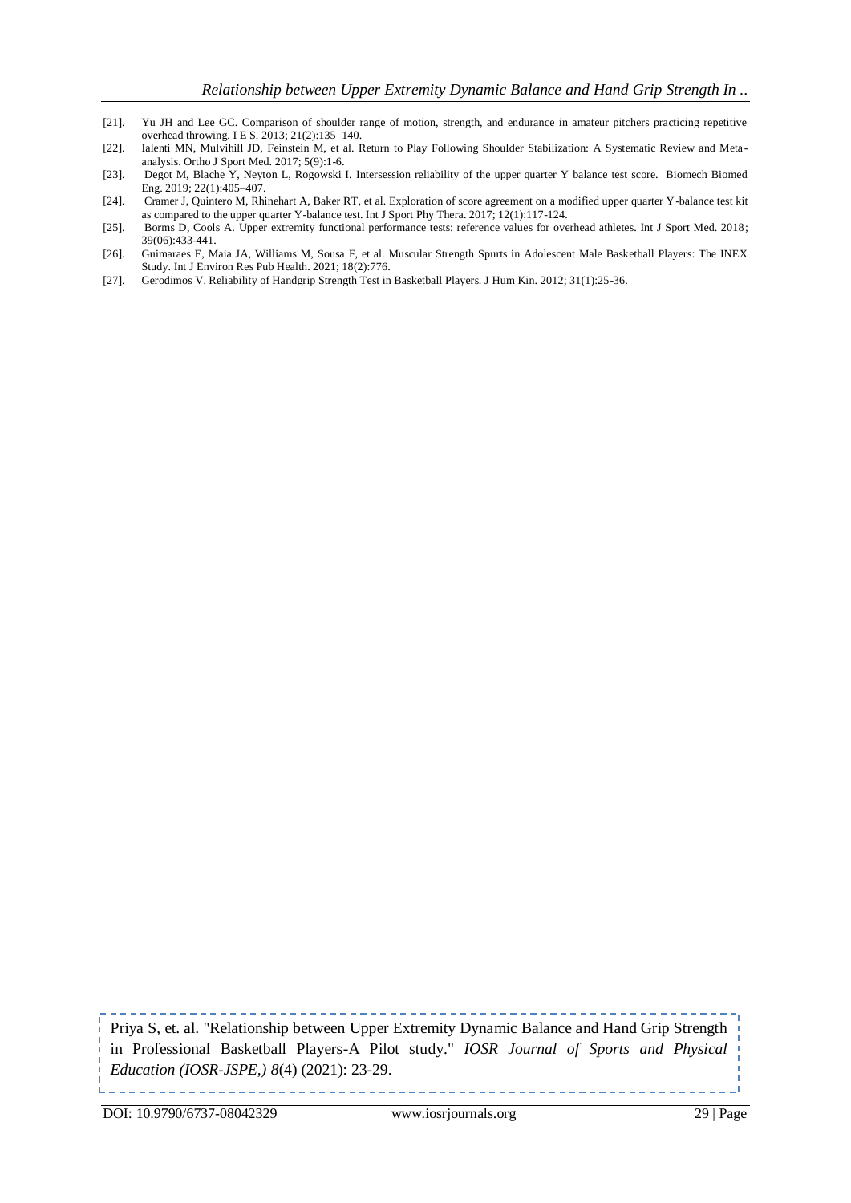[21]. Yu JH and Lee GC. Comparison of shoulder range of motion, strength, and endurance in amateur pitchers practicing repetitive overhead throwing. I E S. 2013; 21(2):135–140.

[22]. Ialenti MN, Mulvihill JD, Feinstein M, et al. Return to Play Following Shoulder Stabilization: A Systematic Review and Meta-analysis. Ortho J Sport Med. 2017; 5(9):1-6.

[23]. Degot M, Blache Y, Neyton L, Rogowski I. Intersession reliability of the upper quarter Y balance test score. Biomech Biomed Eng. 2019; 22(1):405–407.

[24]. Cramer J, Quintero M, Rhinehart A, Baker RT, et al. Exploration of score agreement on a modified upper quarter Y-balance test kit as compared to the upper quarter Y-balance test. Int J Sport Phy Thera. 2017; 12(1):117-124.

[25]. Borms D, Cools A. Upper extremity functional performance tests: reference values for overhead athletes. Int J Sport Med. 2018; 39(06):433-441.

[26]. Guimaraes E, Maia JA, Williams M, Sousa F, et al. Muscular Strength Spurts in Adolescent Male Basketball Players: The INEX Study. Int J Environ Res Pub Health. 2021; 18(2):776.

[27]. Gerodimos V. Reliability of Handgrip Strength Test in Basketball Players. J Hum Kin. 2012; 31(1):25-36.

Priya S, et. al. "Relationship between Upper Extremity Dynamic Balance and Hand Grip Strength in Professional Basketball Players-A Pilot study." *IOSR Journal of Sports and Physical Education (IOSR-JSPE,) 8*(4) (2021): 23-29.